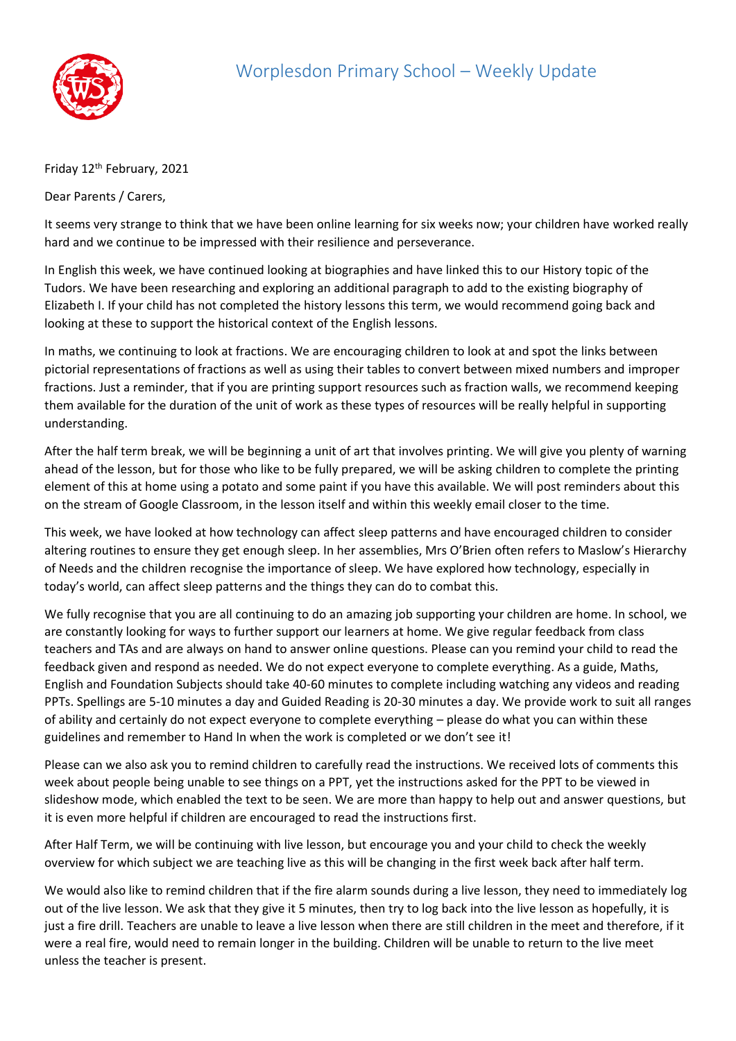# Worplesdon Primary School – Weekly Update

Friday 12th February, 2021

Dear Parents / Carers,

It seems very strange to think that we have been online learning for six weeks now; your children have worked really hard and we continue to be impressed with their resilience and perseverance.

In English this week, we have continued looking at biographies and have linked this to our History topic of the Tudors. We have been researching and exploring an additional paragraph to add to the existing biography of Elizabeth I. If your child has not completed the history lessons this term, we would recommend going back and looking at these to support the historical context of the English lessons.

In maths, we continuing to look at fractions. We are encouraging children to look at and spot the links between pictorial representations of fractions as well as using their tables to convert between mixed numbers and improper fractions. Just a reminder, that if you are printing support resources such as fraction walls, we recommend keeping them available for the duration of the unit of work as these types of resources will be really helpful in supporting understanding.

After the half term break, we will be beginning a unit of art that involves printing. We will give you plenty of warning ahead of the lesson, but for those who like to be fully prepared, we will be asking children to complete the printing element of this at home using a potato and some paint if you have this available. We will post reminders about this on the stream of Google Classroom, in the lesson itself and within this weekly email closer to the time.

This week, we have looked at how technology can affect sleep patterns and have encouraged children to consider altering routines to ensure they get enough sleep. In her assemblies, Mrs O'Brien often refers to Maslow's Hierarchy of Needs and the children recognise the importance of sleep. We have explored how technology, especially in today's world, can affect sleep patterns and the things they can do to combat this.

We fully recognise that you are all continuing to do an amazing job supporting your children are home. In school, we are constantly looking for ways to further support our learners at home. We give regular feedback from class teachers and TAs and are always on hand to answer online questions. Please can you remind your child to read the feedback given and respond as needed. We do not expect everyone to complete everything. As a guide, Maths, English and Foundation Subjects should take 40-60 minutes to complete including watching any videos and reading PPTs. Spellings are 5-10 minutes a day and Guided Reading is 20-30 minutes a day. We provide work to suit all ranges of ability and certainly do not expect everyone to complete everything – please do what you can within these guidelines and remember to Hand In when the work is completed or we don't see it!

Please can we also ask you to remind children to carefully read the instructions. We received lots of comments this week about people being unable to see things on a PPT, yet the instructions asked for the PPT to be viewed in slideshow mode, which enabled the text to be seen. We are more than happy to help out and answer questions, but it is even more helpful if children are encouraged to read the instructions first.

After Half Term, we will be continuing with live lesson, but encourage you and your child to check the weekly overview for which subject we are teaching live as this will be changing in the first week back after half term.

We would also like to remind children that if the fire alarm sounds during a live lesson, they need to immediately log out of the live lesson. We ask that they give it 5 minutes, then try to log back into the live lesson as hopefully, it is just a fire drill. Teachers are unable to leave a live lesson when there are still children in the meet and therefore, if it were a real fire, would need to remain longer in the building. Children will be unable to return to the live meet unless the teacher is present.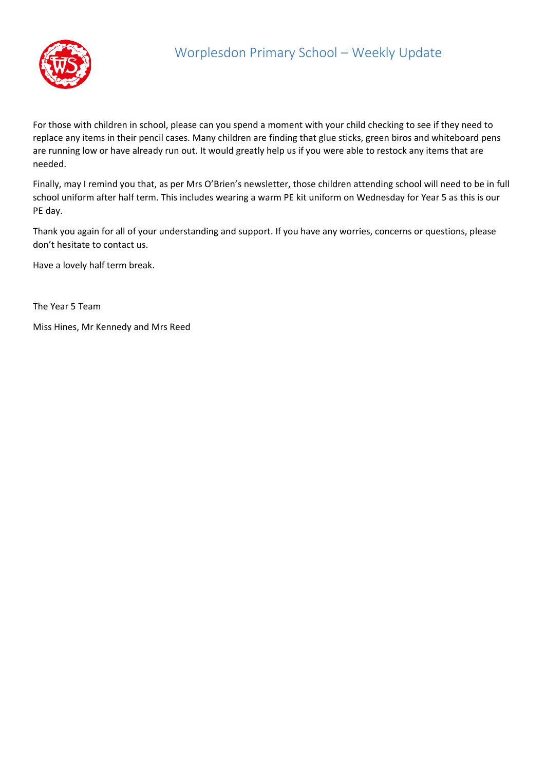# Worplesdon Primary School – Weekly Update

For those with children in school, please can you spend a moment with your child checking to see if they need to replace any items in their pencil cases. Many children are finding that glue sticks, green biros and whiteboard pens are running low or have already run out. It would greatly help us if you were able to restock any items that are needed.

Finally, may I remind you that, as per Mrs O'Brien's newsletter, those children attending school will need to be in full school uniform after half term. This includes wearing a warm PE kit uniform on Wednesday for Year 5 as this is our PE day.

Thank you again for all of your understanding and support. If you have any worries, concerns or questions, please don't hesitate to contact us.

Have a lovely half term break.

The Year 5 Team

Miss Hines, Mr Kennedy and Mrs Reed